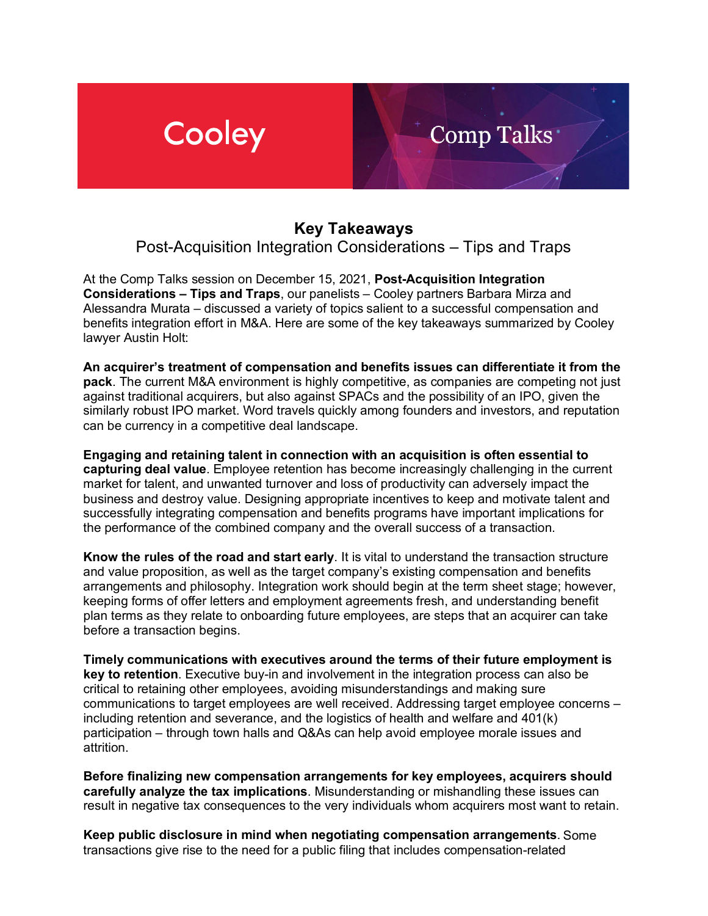Cooley

Comp Talks

# Key Takeaways

## Post-Acquisition Integration Considerations – Tips and Traps

At the Comp Talks session on December 15, 2021, **Post-Acquisition Integration Considerations – Tips and Traps**, our panelists – Cooley partners Barbara Mirza and Alessandra Murata – discussed a variety of topics salient to a successful compensation and benefits integration effort in M&A. Here are some of the key takeaways summarized by Cooley lawyer Austin Holt:

**An acquirer's treatment of compensation and benefits issues can differentiate it from the pack**. The current M&A environment is highly competitive, as companies are competing not just against traditional acquirers, but also against SPACs and the possibility of an IPO, given the similarly robust IPO market. Word travels quickly among founders and investors, and reputation can be currency in a competitive deal landscape.

**Engaging and retaining talent in connection with an acquisition is often essential to capturing deal value**. Employee retention has become increasingly challenging in the current market for talent, and unwanted turnover and loss of productivity can adversely impact the business and destroy value. Designing appropriate incentives to keep and motivate talent and successfully integrating compensation and benefits programs have important implications for the performance of the combined company and the overall success of a transaction.

**Know the rules of the road and start early**. It is vital to understand the transaction structure and value proposition, as well as the target company's existing compensation and benefits arrangements and philosophy. Integration work should begin at the term sheet stage; however, keeping forms of offer letters and employment agreements fresh, and understanding benefit plan terms as they relate to onboarding future employees, are steps that an acquirer can take before a transaction begins.

**Timely communications with executives around the terms of their future employment is key to retention**. Executive buy-in and involvement in the integration process can also be critical to retaining other employees, avoiding misunderstandings and making sure communications to target employees are well received. Addressing target employee concerns – including retention and severance, and the logistics of health and welfare and 401(k) participation – through town halls and Q&As can help avoid employee morale issues and attrition.

**Before finalizing new compensation arrangements for key employees, acquirers should carefully analyze the tax implications**. Misunderstanding or mishandling these issues can result in negative tax consequences to the very individuals whom acquirers most want to retain.

**Keep public disclosure in mind when negotiating compensation arrangements**. Some transactions give rise to the need for a public filing that includes compensation-related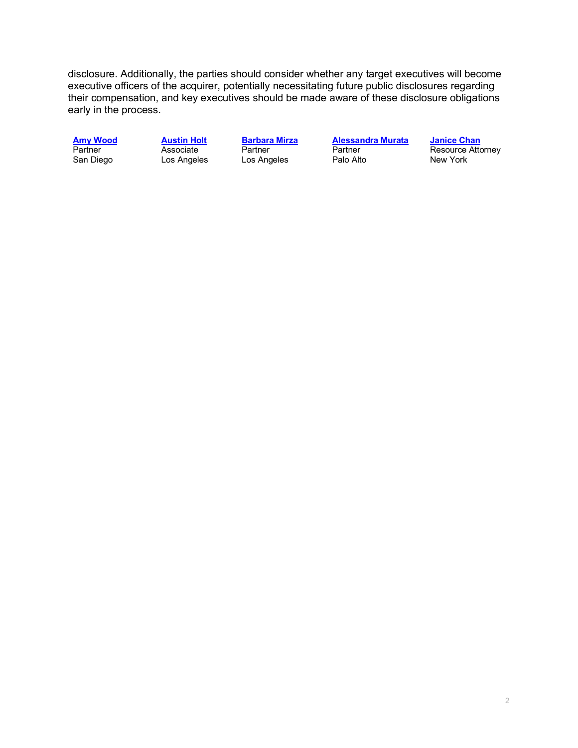disclosure. Additionally, the parties should consider whether any target executives will become executive officers of the acquirer, potentially necessitating future public disclosures regarding their compensation, and key executives should be made aware of these disclosure obligations early in the process.

| | | | | |
|---|---|---|---|---|
| **Amy Wood** | **Austin Holt** | **Barbara Mirza** | **Alessandra Murata** | **Janice Chan** |
| Partner | Associate | Partner | Partner | Resource Attorney |
| San Diego | Los Angeles | Los Angeles | Palo Alto | New York |